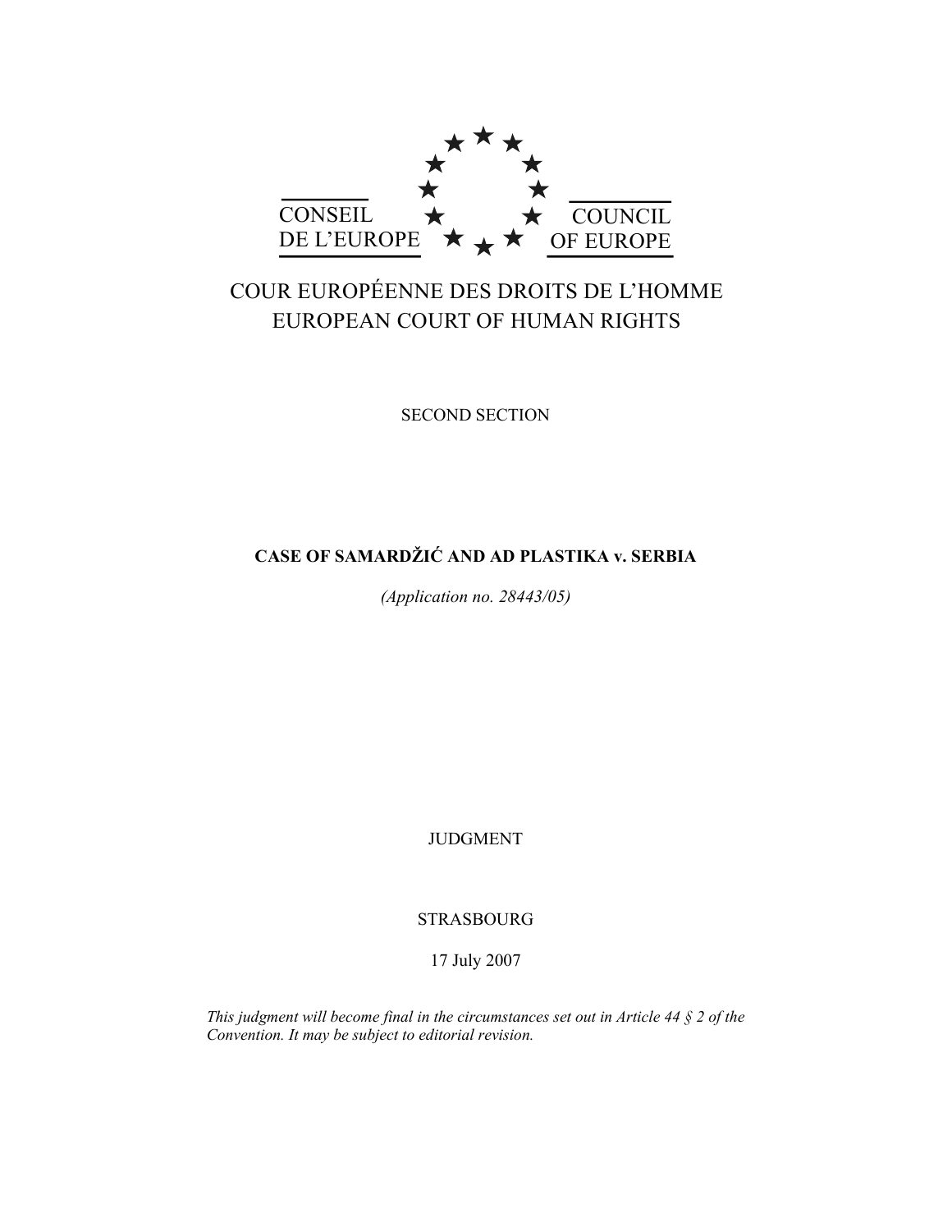CONSEIL DE L'EUROPE

COUNCIL OF EUROPE

COUR EUROPÉENNE DES DROITS DE L'HOMME

EUROPEAN COURT OF HUMAN RIGHTS

SECOND SECTION

**CASE OF SAMARDŽIĆ AND AD PLASTIKA v. SERBIA**

*(Application no. 28443/05)*

JUDGMENT

STRASBOURG

17 July 2007

*This judgment will become final in the circumstances set out in Article 44 § 2 of the Convention. It may be subject to editorial revision.*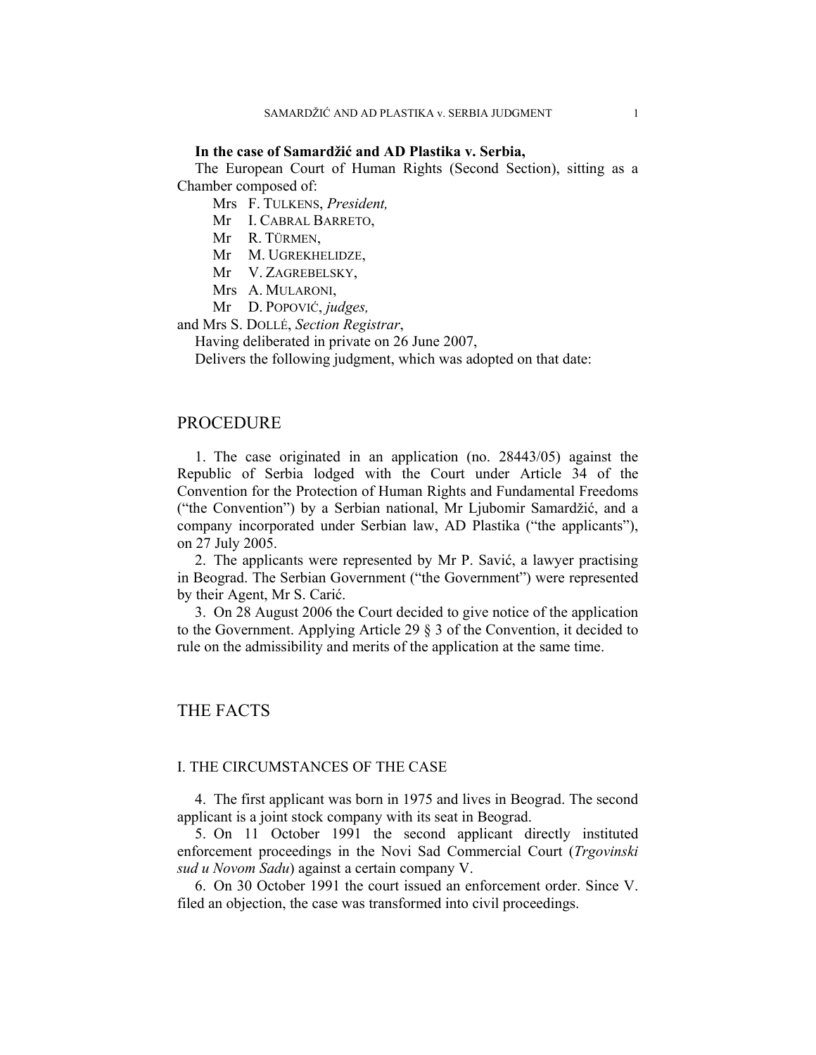**In the case of Samardžić and AD Plastika v. Serbia,**

The European Court of Human Rights (Second Section), sitting as a Chamber composed of:

Mrs F. TULKENS, *President,*
Mr I. CABRAL BARRETO,
Mr R. TÜRMEN,
Mr M. UGREKHELIDZE,
Mr V. ZAGREBELSKY,
Mrs A. MULARONI,
Mr D. POPOVIĆ, *judges,*
and Mrs S. DOLLÉ, *Section Registrar*,

Having deliberated in private on 26 June 2007,

Delivers the following judgment, which was adopted on that date:

## PROCEDURE

1. The case originated in an application (no. 28443/05) against the Republic of Serbia lodged with the Court under Article 34 of the Convention for the Protection of Human Rights and Fundamental Freedoms ("the Convention") by a Serbian national, Mr Ljubomir Samardžić, and a company incorporated under Serbian law, AD Plastika ("the applicants"), on 27 July 2005.

2. The applicants were represented by Mr P. Savić, a lawyer practising in Beograd. The Serbian Government ("the Government") were represented by their Agent, Mr S. Carić.

3. On 28 August 2006 the Court decided to give notice of the application to the Government. Applying Article 29 § 3 of the Convention, it decided to rule on the admissibility and merits of the application at the same time.

## THE FACTS

### I. THE CIRCUMSTANCES OF THE CASE

4. The first applicant was born in 1975 and lives in Beograd. The second applicant is a joint stock company with its seat in Beograd.

5. On 11 October 1991 the second applicant directly instituted enforcement proceedings in the Novi Sad Commercial Court (*Trgovinski sud u Novom Sadu*) against a certain company V.

6. On 30 October 1991 the court issued an enforcement order. Since V. filed an objection, the case was transformed into civil proceedings.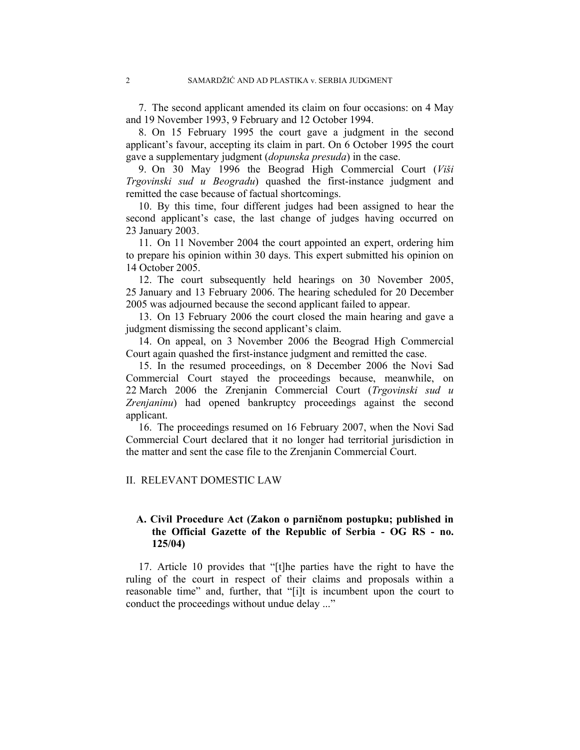7. The second applicant amended its claim on four occasions: on 4 May and 19 November 1993, 9 February and 12 October 1994.

8. On 15 February 1995 the court gave a judgment in the second applicant's favour, accepting its claim in part. On 6 October 1995 the court gave a supplementary judgment (*dopunska presuda*) in the case.

9. On 30 May 1996 the Beograd High Commercial Court (*Viši Trgovinski sud u Beogradu*) quashed the first-instance judgment and remitted the case because of factual shortcomings.

10. By this time, four different judges had been assigned to hear the second applicant's case, the last change of judges having occurred on 23 January 2003.

11. On 11 November 2004 the court appointed an expert, ordering him to prepare his opinion within 30 days. This expert submitted his opinion on 14 October 2005.

12. The court subsequently held hearings on 30 November 2005, 25 January and 13 February 2006. The hearing scheduled for 20 December 2005 was adjourned because the second applicant failed to appear.

13. On 13 February 2006 the court closed the main hearing and gave a judgment dismissing the second applicant's claim.

14. On appeal, on 3 November 2006 the Beograd High Commercial Court again quashed the first-instance judgment and remitted the case.

15. In the resumed proceedings, on 8 December 2006 the Novi Sad Commercial Court stayed the proceedings because, meanwhile, on 22 March 2006 the Zrenjanin Commercial Court (*Trgovinski sud u Zrenjaninu*) had opened bankruptcy proceedings against the second applicant.

16. The proceedings resumed on 16 February 2007, when the Novi Sad Commercial Court declared that it no longer had territorial jurisdiction in the matter and sent the case file to the Zrenjanin Commercial Court.

## II. RELEVANT DOMESTIC LAW

### A. Civil Procedure Act (Zakon o parničnom postupku; published in the Official Gazette of the Republic of Serbia - OG RS - no. 125/04)

17. Article 10 provides that "[t]he parties have the right to have the ruling of the court in respect of their claims and proposals within a reasonable time" and, further, that "[i]t is incumbent upon the court to conduct the proceedings without undue delay ..."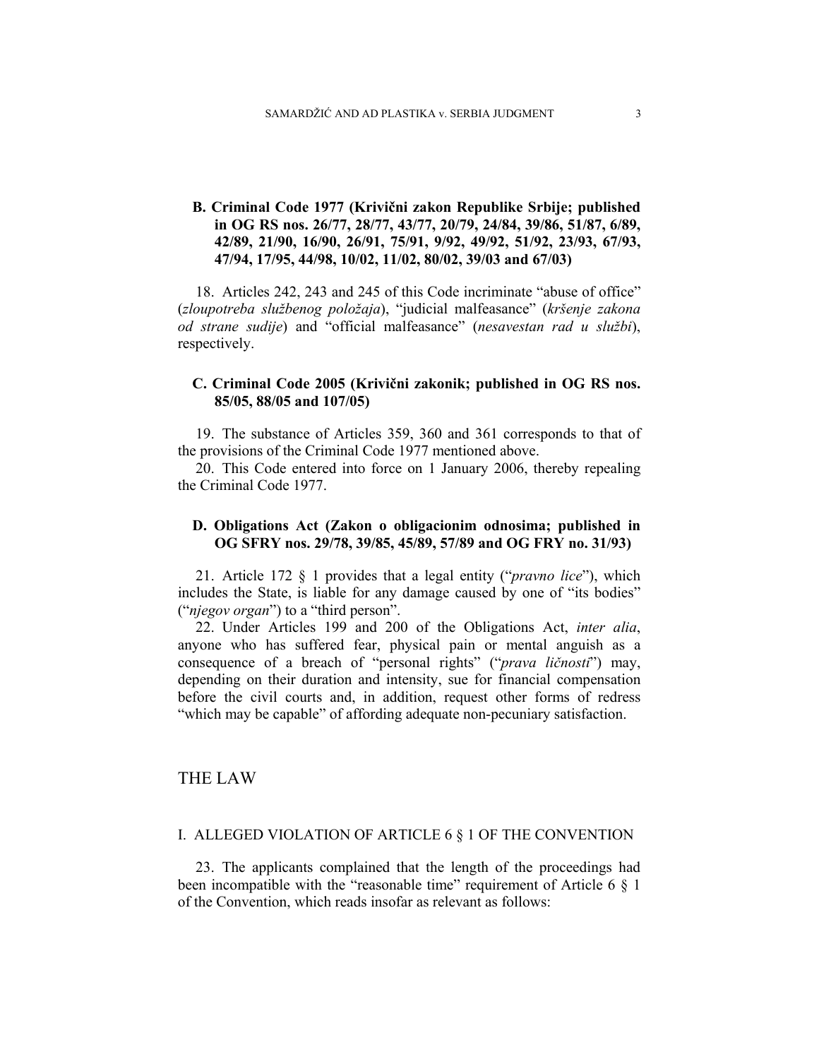### B. Criminal Code 1977 (Krivični zakon Republike Srbije; published in OG RS nos. 26/77, 28/77, 43/77, 20/79, 24/84, 39/86, 51/87, 6/89, 42/89, 21/90, 16/90, 26/91, 75/91, 9/92, 49/92, 51/92, 23/93, 67/93, 47/94, 17/95, 44/98, 10/02, 11/02, 80/02, 39/03 and 67/03)

18. Articles 242, 243 and 245 of this Code incriminate "abuse of office" (*zloupotreba službenog položaja*), "judicial malfeasance" (*kršenje zakona od strane sudije*) and "official malfeasance" (*nesavestan rad u službi*), respectively.

### C. Criminal Code 2005 (Krivični zakonik; published in OG RS nos. 85/05, 88/05 and 107/05)

19. The substance of Articles 359, 360 and 361 corresponds to that of the provisions of the Criminal Code 1977 mentioned above.

20. This Code entered into force on 1 January 2006, thereby repealing the Criminal Code 1977.

### D. Obligations Act (Zakon o obligacionim odnosima; published in OG SFRY nos. 29/78, 39/85, 45/89, 57/89 and OG FRY no. 31/93)

21. Article 172 § 1 provides that a legal entity ("*pravno lice*"), which includes the State, is liable for any damage caused by one of "its bodies" ("*njegov organ*") to a "third person".

22. Under Articles 199 and 200 of the Obligations Act, *inter alia*, anyone who has suffered fear, physical pain or mental anguish as a consequence of a breach of "personal rights" ("*prava ličnosti*") may, depending on their duration and intensity, sue for financial compensation before the civil courts and, in addition, request other forms of redress "which may be capable" of affording adequate non-pecuniary satisfaction.

## THE LAW

### I. ALLEGED VIOLATION OF ARTICLE 6 § 1 OF THE CONVENTION

23. The applicants complained that the length of the proceedings had been incompatible with the "reasonable time" requirement of Article 6 § 1 of the Convention, which reads insofar as relevant as follows: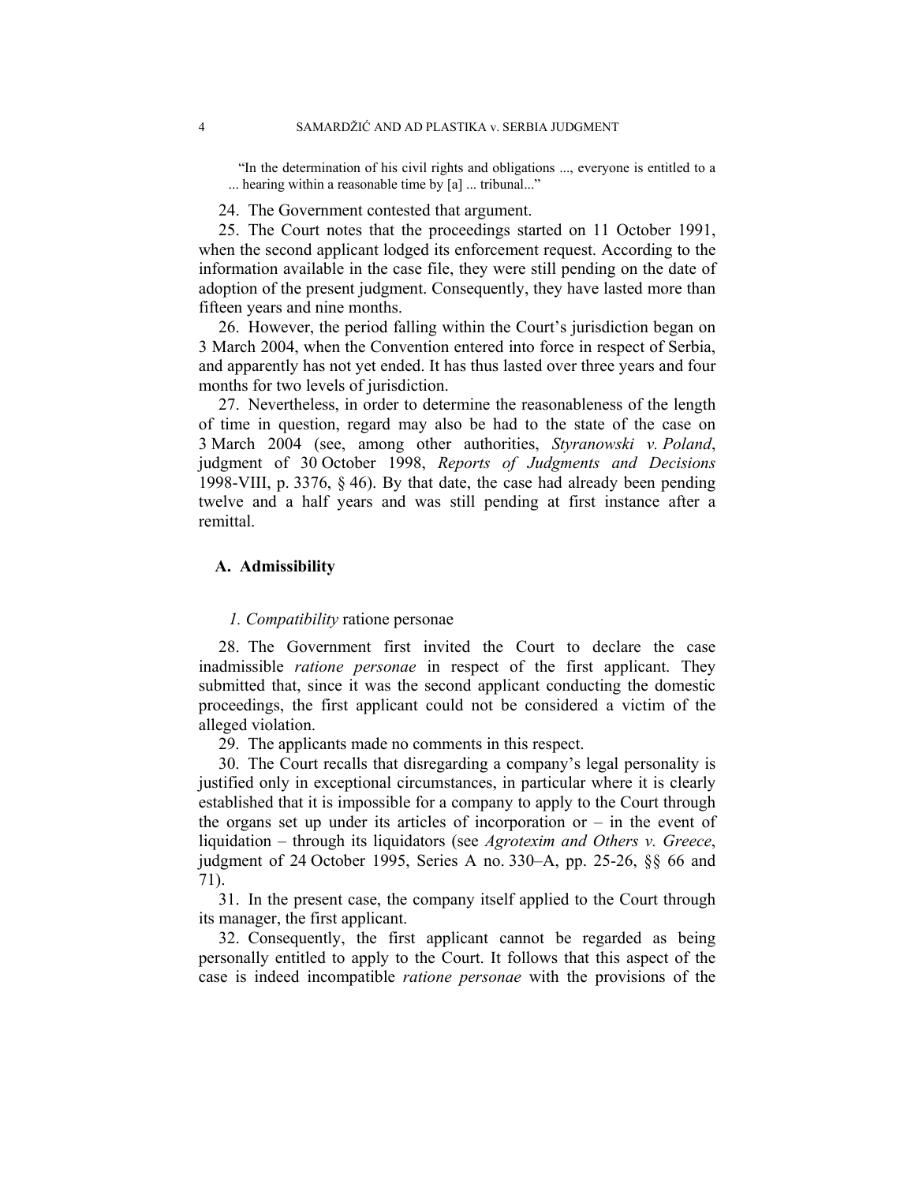> "In the determination of his civil rights and obligations ..., everyone is entitled to a ... hearing within a reasonable time by [a] ... tribunal..."

24. The Government contested that argument.

25. The Court notes that the proceedings started on 11 October 1991, when the second applicant lodged its enforcement request. According to the information available in the case file, they were still pending on the date of adoption of the present judgment. Consequently, they have lasted more than fifteen years and nine months.

26. However, the period falling within the Court's jurisdiction began on 3 March 2004, when the Convention entered into force in respect of Serbia, and apparently has not yet ended. It has thus lasted over three years and four months for two levels of jurisdiction.

27. Nevertheless, in order to determine the reasonableness of the length of time in question, regard may also be had to the state of the case on 3 March 2004 (see, among other authorities, *Styranowski v. Poland*, judgment of 30 October 1998, *Reports of Judgments and Decisions* 1998-VIII, p. 3376, § 46). By that date, the case had already been pending twelve and a half years and was still pending at first instance after a remittal.

### A. Admissibility

#### *1. Compatibility* ratione personae

28. The Government first invited the Court to declare the case inadmissible *ratione personae* in respect of the first applicant. They submitted that, since it was the second applicant conducting the domestic proceedings, the first applicant could not be considered a victim of the alleged violation.

29. The applicants made no comments in this respect.

30. The Court recalls that disregarding a company's legal personality is justified only in exceptional circumstances, in particular where it is clearly established that it is impossible for a company to apply to the Court through the organs set up under its articles of incorporation or – in the event of liquidation – through its liquidators (see *Agrotexim and Others v. Greece*, judgment of 24 October 1995, Series A no. 330–A, pp. 25-26, §§ 66 and 71).

31. In the present case, the company itself applied to the Court through its manager, the first applicant.

32. Consequently, the first applicant cannot be regarded as being personally entitled to apply to the Court. It follows that this aspect of the case is indeed incompatible *ratione personae* with the provisions of the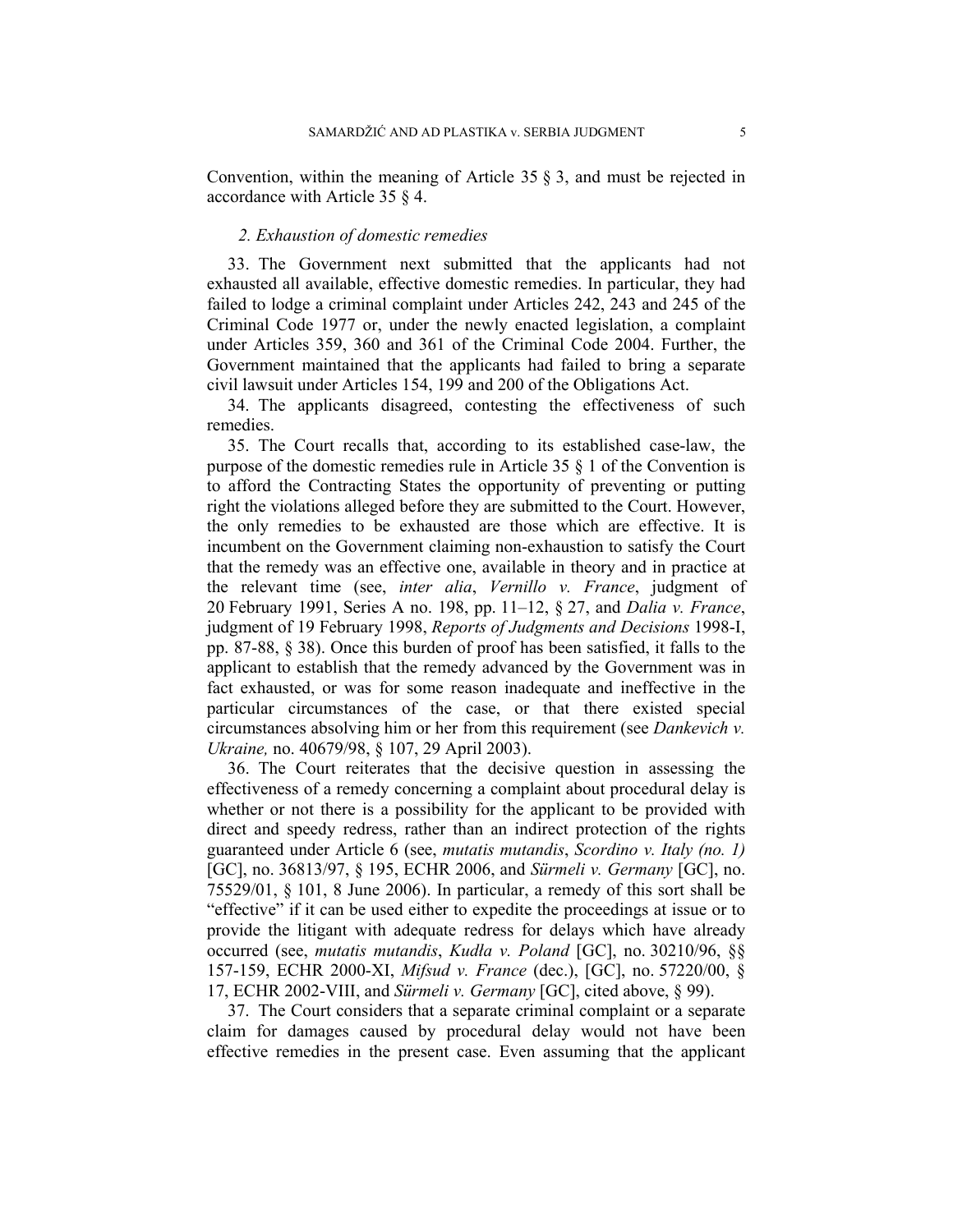Convention, within the meaning of Article 35 § 3, and must be rejected in accordance with Article 35 § 4.

### *2. Exhaustion of domestic remedies*

33. The Government next submitted that the applicants had not exhausted all available, effective domestic remedies. In particular, they had failed to lodge a criminal complaint under Articles 242, 243 and 245 of the Criminal Code 1977 or, under the newly enacted legislation, a complaint under Articles 359, 360 and 361 of the Criminal Code 2004. Further, the Government maintained that the applicants had failed to bring a separate civil lawsuit under Articles 154, 199 and 200 of the Obligations Act.

34. The applicants disagreed, contesting the effectiveness of such remedies.

35. The Court recalls that, according to its established case-law, the purpose of the domestic remedies rule in Article 35 § 1 of the Convention is to afford the Contracting States the opportunity of preventing or putting right the violations alleged before they are submitted to the Court. However, the only remedies to be exhausted are those which are effective. It is incumbent on the Government claiming non-exhaustion to satisfy the Court that the remedy was an effective one, available in theory and in practice at the relevant time (see, *inter alia*, *Vernillo v. France*, judgment of 20 February 1991, Series A no. 198, pp. 11–12, § 27, and *Dalia v. France*, judgment of 19 February 1998, *Reports of Judgments and Decisions* 1998-I, pp. 87-88, § 38). Once this burden of proof has been satisfied, it falls to the applicant to establish that the remedy advanced by the Government was in fact exhausted, or was for some reason inadequate and ineffective in the particular circumstances of the case, or that there existed special circumstances absolving him or her from this requirement (see *Dankevich v. Ukraine,* no. 40679/98, § 107, 29 April 2003).

36. The Court reiterates that the decisive question in assessing the effectiveness of a remedy concerning a complaint about procedural delay is whether or not there is a possibility for the applicant to be provided with direct and speedy redress, rather than an indirect protection of the rights guaranteed under Article 6 (see, *mutatis mutandis*, *Scordino v. Italy (no. 1)* [GC], no. 36813/97, § 195, ECHR 2006, and *Sürmeli v. Germany* [GC], no. 75529/01, § 101, 8 June 2006). In particular, a remedy of this sort shall be "effective" if it can be used either to expedite the proceedings at issue or to provide the litigant with adequate redress for delays which have already occurred (see, *mutatis mutandis*, *Kudła v. Poland* [GC], no. 30210/96, §§ 157-159, ECHR 2000-XI, *Mifsud v. France* (dec.), [GC], no. 57220/00, § 17, ECHR 2002-VIII, and *Sürmeli v. Germany* [GC], cited above, § 99).

37. The Court considers that a separate criminal complaint or a separate claim for damages caused by procedural delay would not have been effective remedies in the present case. Even assuming that the applicant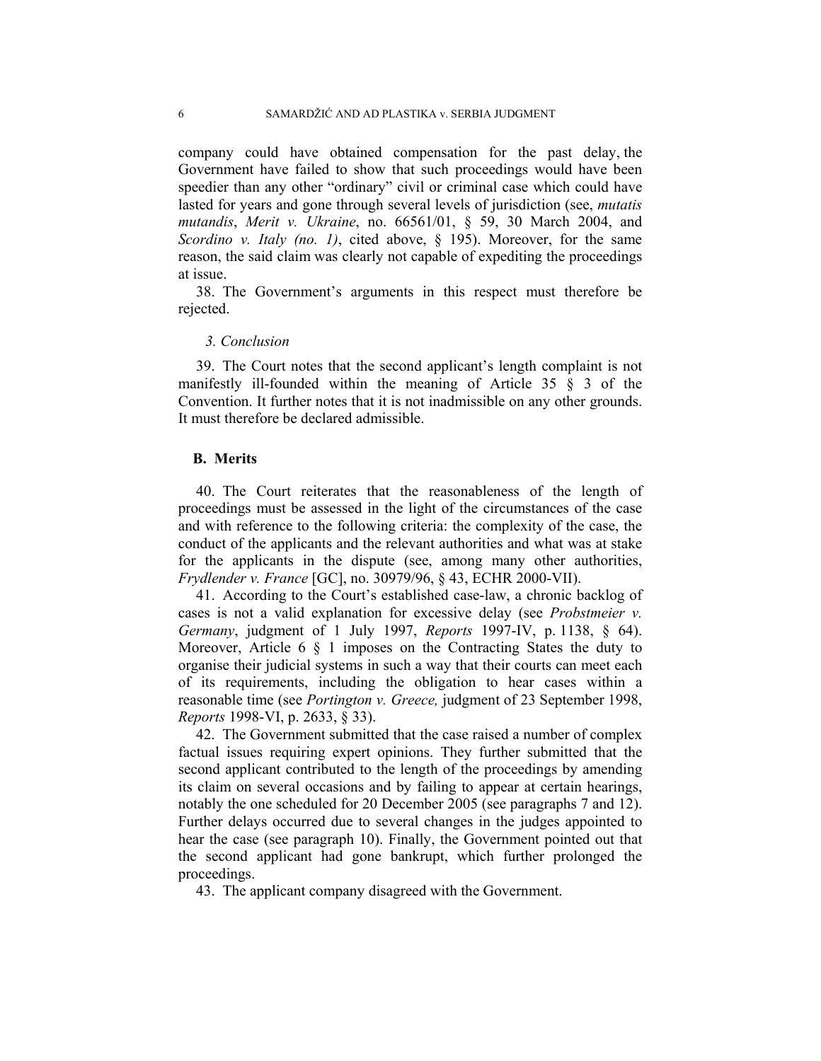company could have obtained compensation for the past delay, the Government have failed to show that such proceedings would have been speedier than any other "ordinary" civil or criminal case which could have lasted for years and gone through several levels of jurisdiction (see, *mutatis mutandis*, *Merit v. Ukraine*, no. 66561/01, § 59, 30 March 2004, and *Scordino v. Italy (no. 1)*, cited above, § 195). Moreover, for the same reason, the said claim was clearly not capable of expediting the proceedings at issue.

38. The Government's arguments in this respect must therefore be rejected.

*3. Conclusion*

39. The Court notes that the second applicant's length complaint is not manifestly ill-founded within the meaning of Article 35 § 3 of the Convention. It further notes that it is not inadmissible on any other grounds. It must therefore be declared admissible.

**B. Merits**

40. The Court reiterates that the reasonableness of the length of proceedings must be assessed in the light of the circumstances of the case and with reference to the following criteria: the complexity of the case, the conduct of the applicants and the relevant authorities and what was at stake for the applicants in the dispute (see, among many other authorities, *Frydlender v. France* [GC], no. 30979/96, § 43, ECHR 2000-VII).

41. According to the Court's established case-law, a chronic backlog of cases is not a valid explanation for excessive delay (see *Probstmeier v. Germany*, judgment of 1 July 1997, *Reports* 1997-IV, p. 1138, § 64). Moreover, Article 6 § 1 imposes on the Contracting States the duty to organise their judicial systems in such a way that their courts can meet each of its requirements, including the obligation to hear cases within a reasonable time (see *Portington v. Greece,* judgment of 23 September 1998, *Reports* 1998-VI, p. 2633, § 33).

42. The Government submitted that the case raised a number of complex factual issues requiring expert opinions. They further submitted that the second applicant contributed to the length of the proceedings by amending its claim on several occasions and by failing to appear at certain hearings, notably the one scheduled for 20 December 2005 (see paragraphs 7 and 12). Further delays occurred due to several changes in the judges appointed to hear the case (see paragraph 10). Finally, the Government pointed out that the second applicant had gone bankrupt, which further prolonged the proceedings.

43. The applicant company disagreed with the Government.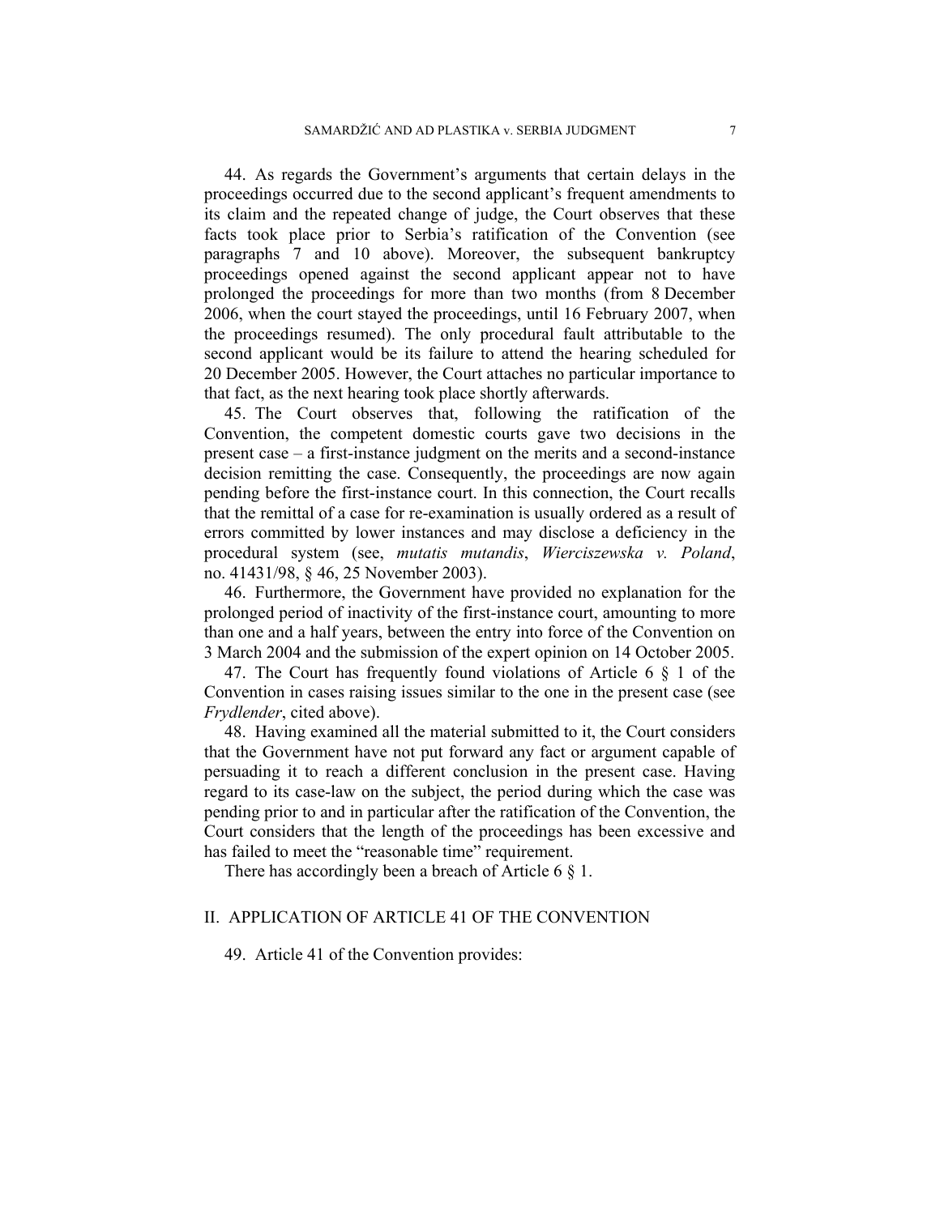44. As regards the Government's arguments that certain delays in the proceedings occurred due to the second applicant's frequent amendments to its claim and the repeated change of judge, the Court observes that these facts took place prior to Serbia's ratification of the Convention (see paragraphs 7 and 10 above). Moreover, the subsequent bankruptcy proceedings opened against the second applicant appear not to have prolonged the proceedings for more than two months (from 8 December 2006, when the court stayed the proceedings, until 16 February 2007, when the proceedings resumed). The only procedural fault attributable to the second applicant would be its failure to attend the hearing scheduled for 20 December 2005. However, the Court attaches no particular importance to that fact, as the next hearing took place shortly afterwards.

45. The Court observes that, following the ratification of the Convention, the competent domestic courts gave two decisions in the present case – a first-instance judgment on the merits and a second-instance decision remitting the case. Consequently, the proceedings are now again pending before the first-instance court. In this connection, the Court recalls that the remittal of a case for re-examination is usually ordered as a result of errors committed by lower instances and may disclose a deficiency in the procedural system (see, *mutatis mutandis*, *Wierciszewska v. Poland*, no. 41431/98, § 46, 25 November 2003).

46. Furthermore, the Government have provided no explanation for the prolonged period of inactivity of the first-instance court, amounting to more than one and a half years, between the entry into force of the Convention on 3 March 2004 and the submission of the expert opinion on 14 October 2005.

47. The Court has frequently found violations of Article 6 § 1 of the Convention in cases raising issues similar to the one in the present case (see *Frydlender*, cited above).

48. Having examined all the material submitted to it, the Court considers that the Government have not put forward any fact or argument capable of persuading it to reach a different conclusion in the present case. Having regard to its case-law on the subject, the period during which the case was pending prior to and in particular after the ratification of the Convention, the Court considers that the length of the proceedings has been excessive and has failed to meet the "reasonable time" requirement.

There has accordingly been a breach of Article 6 § 1.

## II. APPLICATION OF ARTICLE 41 OF THE CONVENTION

49. Article 41 of the Convention provides: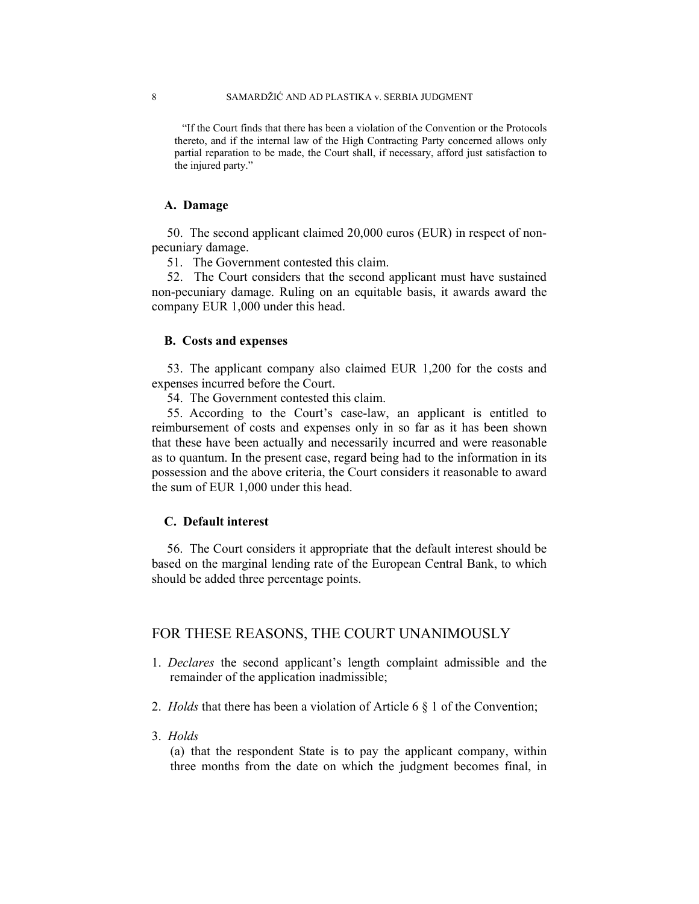“If the Court finds that there has been a violation of the Convention or the Protocols thereto, and if the internal law of the High Contracting Party concerned allows only partial reparation to be made, the Court shall, if necessary, afford just satisfaction to the injured party.”

### A. Damage

50. The second applicant claimed 20,000 euros (EUR) in respect of non-pecuniary damage.

51. The Government contested this claim.

52. The Court considers that the second applicant must have sustained non-pecuniary damage. Ruling on an equitable basis, it awards award the company EUR 1,000 under this head.

### B. Costs and expenses

53. The applicant company also claimed EUR 1,200 for the costs and expenses incurred before the Court.

54. The Government contested this claim.

55. According to the Court’s case-law, an applicant is entitled to reimbursement of costs and expenses only in so far as it has been shown that these have been actually and necessarily incurred and were reasonable as to quantum. In the present case, regard being had to the information in its possession and the above criteria, the Court considers it reasonable to award the sum of EUR 1,000 under this head.

### C. Default interest

56. The Court considers it appropriate that the default interest should be based on the marginal lending rate of the European Central Bank, to which should be added three percentage points.

## FOR THESE REASONS, THE COURT UNANIMOUSLY

1. *Declares* the second applicant’s length complaint admissible and the remainder of the application inadmissible;

2. *Holds* that there has been a violation of Article 6 § 1 of the Convention;

3. *Holds*

   (a) that the respondent State is to pay the applicant company, within three months from the date on which the judgment becomes final, in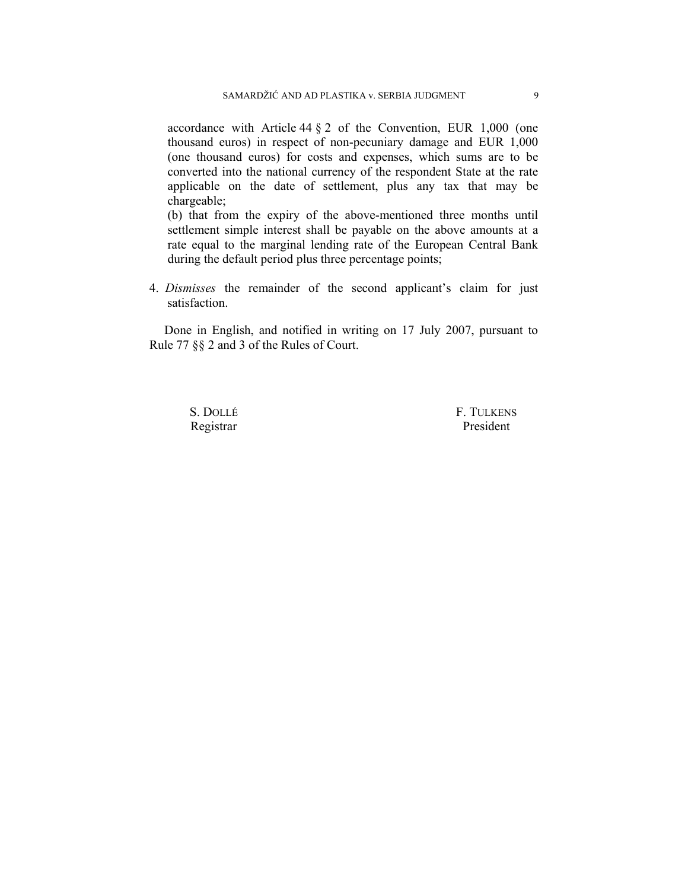accordance with Article 44 § 2 of the Convention, EUR 1,000 (one thousand euros) in respect of non-pecuniary damage and EUR 1,000 (one thousand euros) for costs and expenses, which sums are to be converted into the national currency of the respondent State at the rate applicable on the date of settlement, plus any tax that may be chargeable;

(b) that from the expiry of the above-mentioned three months until settlement simple interest shall be payable on the above amounts at a rate equal to the marginal lending rate of the European Central Bank during the default period plus three percentage points;

4. *Dismisses* the remainder of the second applicant's claim for just satisfaction.

Done in English, and notified in writing on 17 July 2007, pursuant to Rule 77 §§ 2 and 3 of the Rules of Court.

S. DOLLÉ
Registrar

F. TULKENS
President